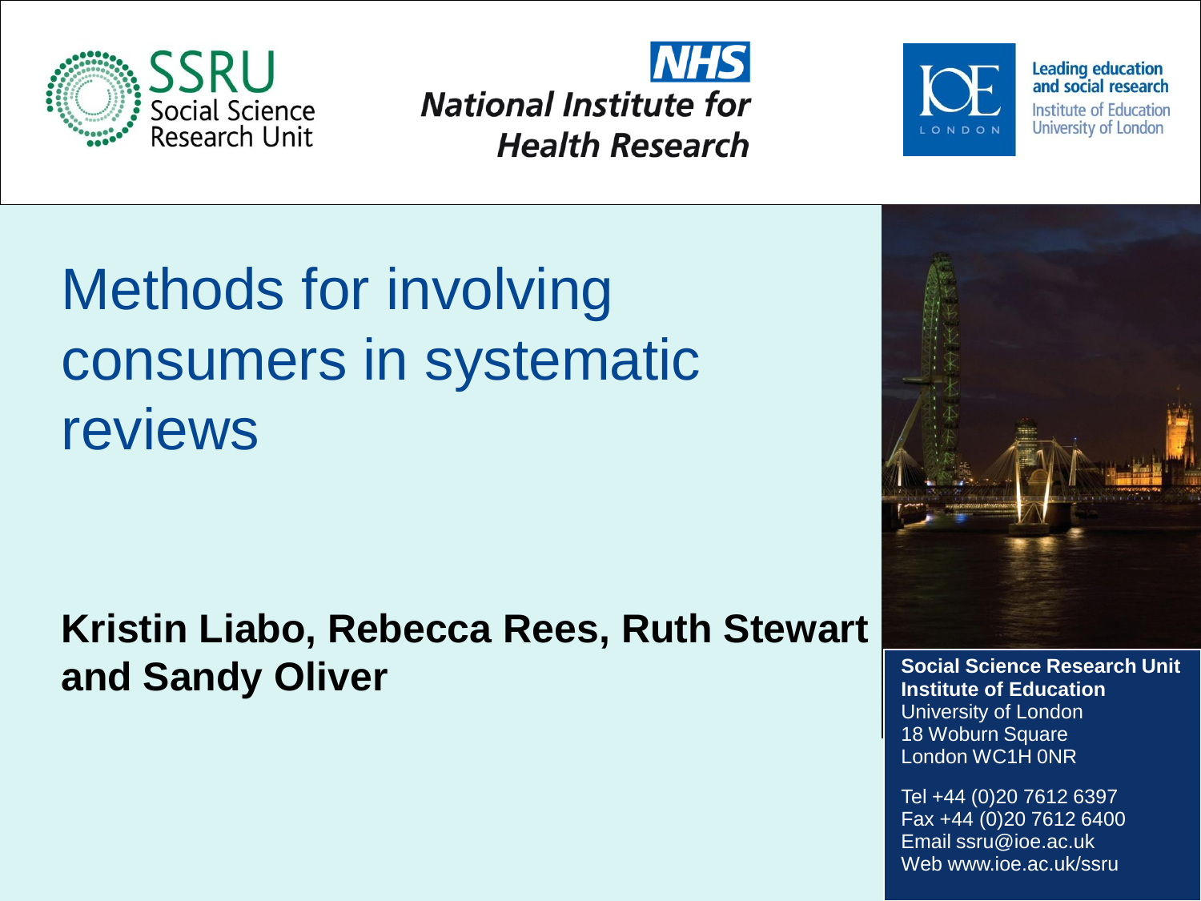SSRU Social Science Research Unit

NHS National Institute for Health Research

IOE LONDON — Leading education and social research, Institute of Education, University of London

# Methods for involving consumers in systematic reviews

**Kristin Liabo, Rebecca Rees, Ruth Stewart and Sandy Oliver**

**Social Science Research Unit**
**Institute of Education**
University of London
18 Woburn Square
London WC1H 0NR

Tel +44 (0)20 7612 6397
Fax +44 (0)20 7612 6400
Email ssru@ioe.ac.uk
Web www.ioe.ac.uk/ssru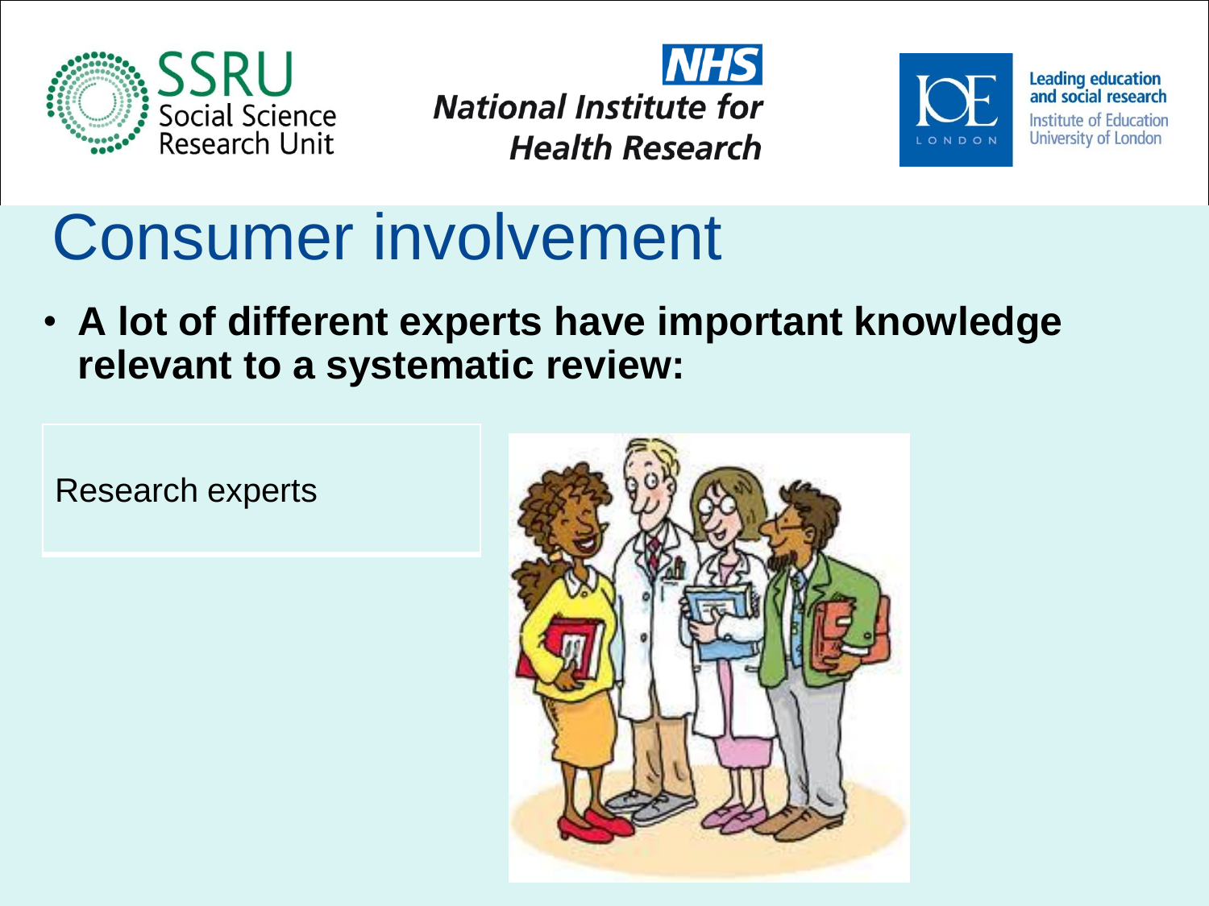# Consumer involvement

- **A lot of different experts have important knowledge relevant to a systematic review:**

Research experts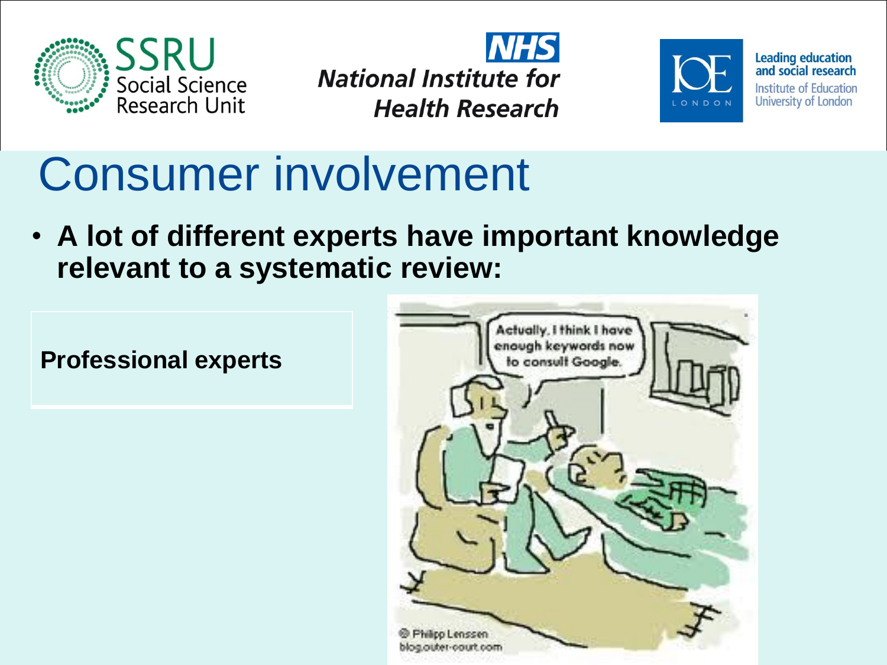# Consumer involvement

- **A lot of different experts have important knowledge relevant to a systematic review:**

**Professional experts**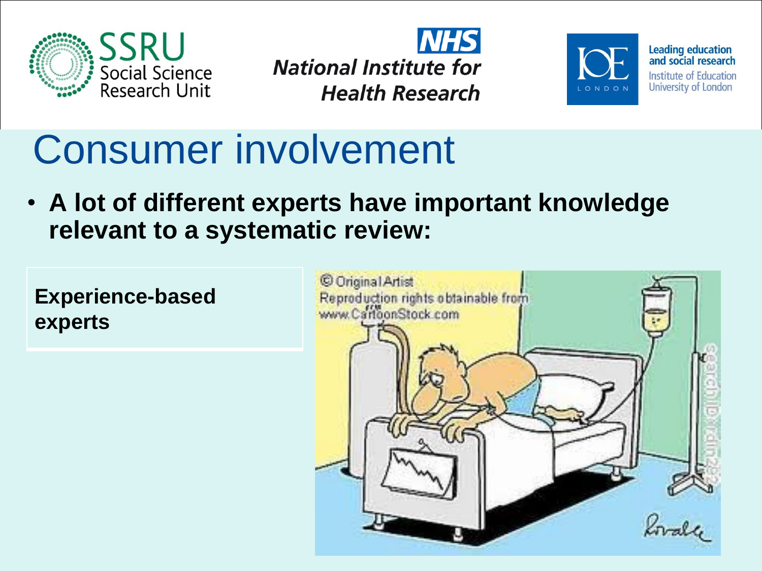# Consumer involvement

- **A lot of different experts have important knowledge relevant to a systematic review:**

**Experience-based experts**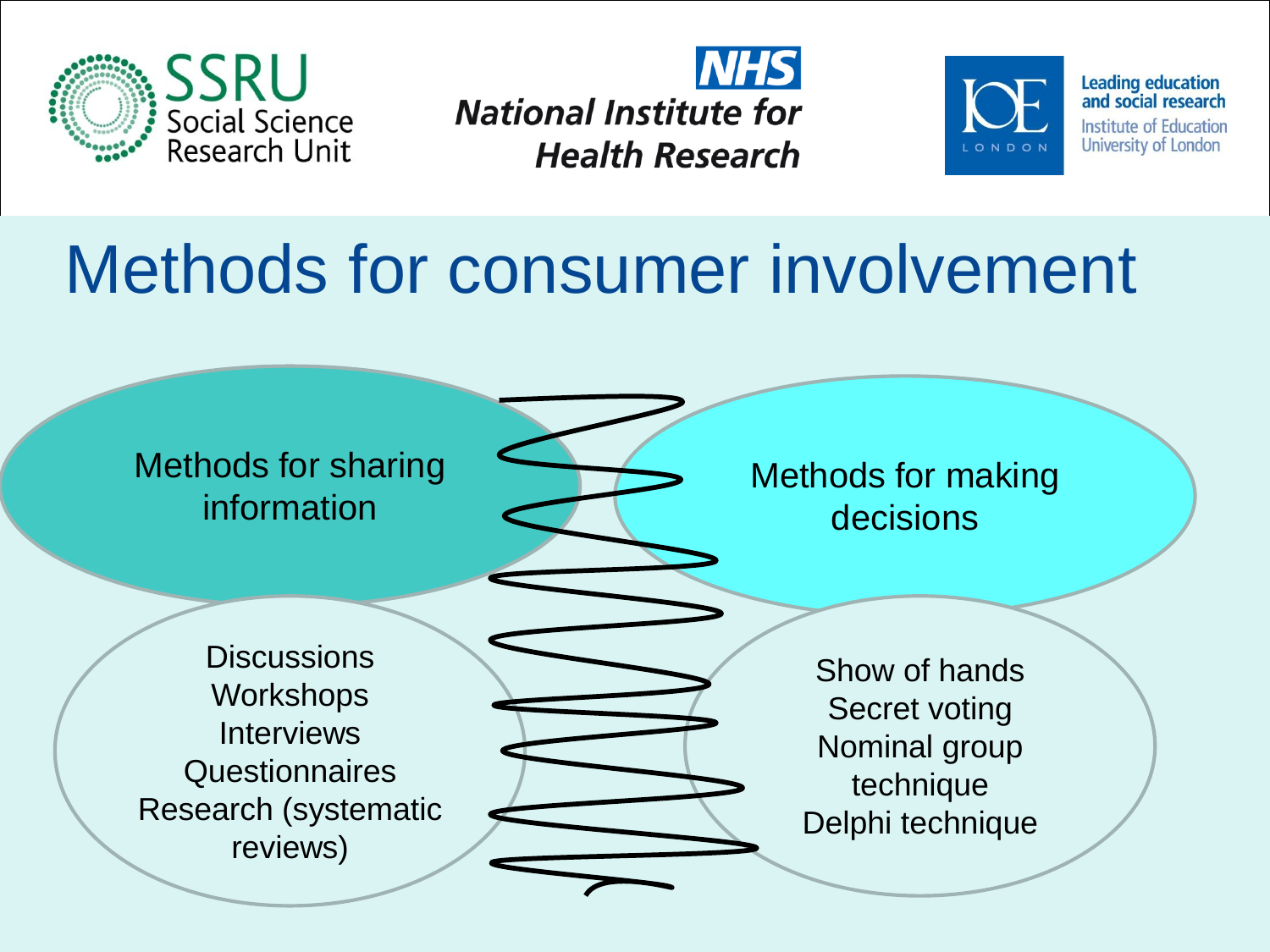# Methods for consumer involvement

**Methods for sharing information**

- Discussions
- Workshops
- Interviews
- Questionnaires
- Research (systematic reviews)

**Methods for making decisions**

- Show of hands
- Secret voting
- Nominal group technique
- Delphi technique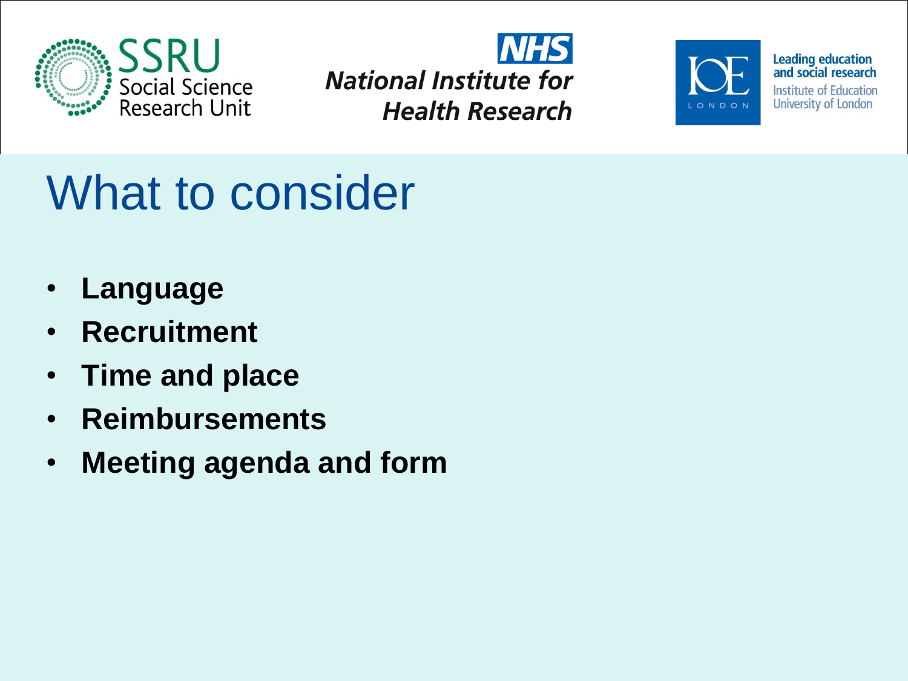# What to consider

- **Language**
- **Recruitment**
- **Time and place**
- **Reimbursements**
- **Meeting agenda and form**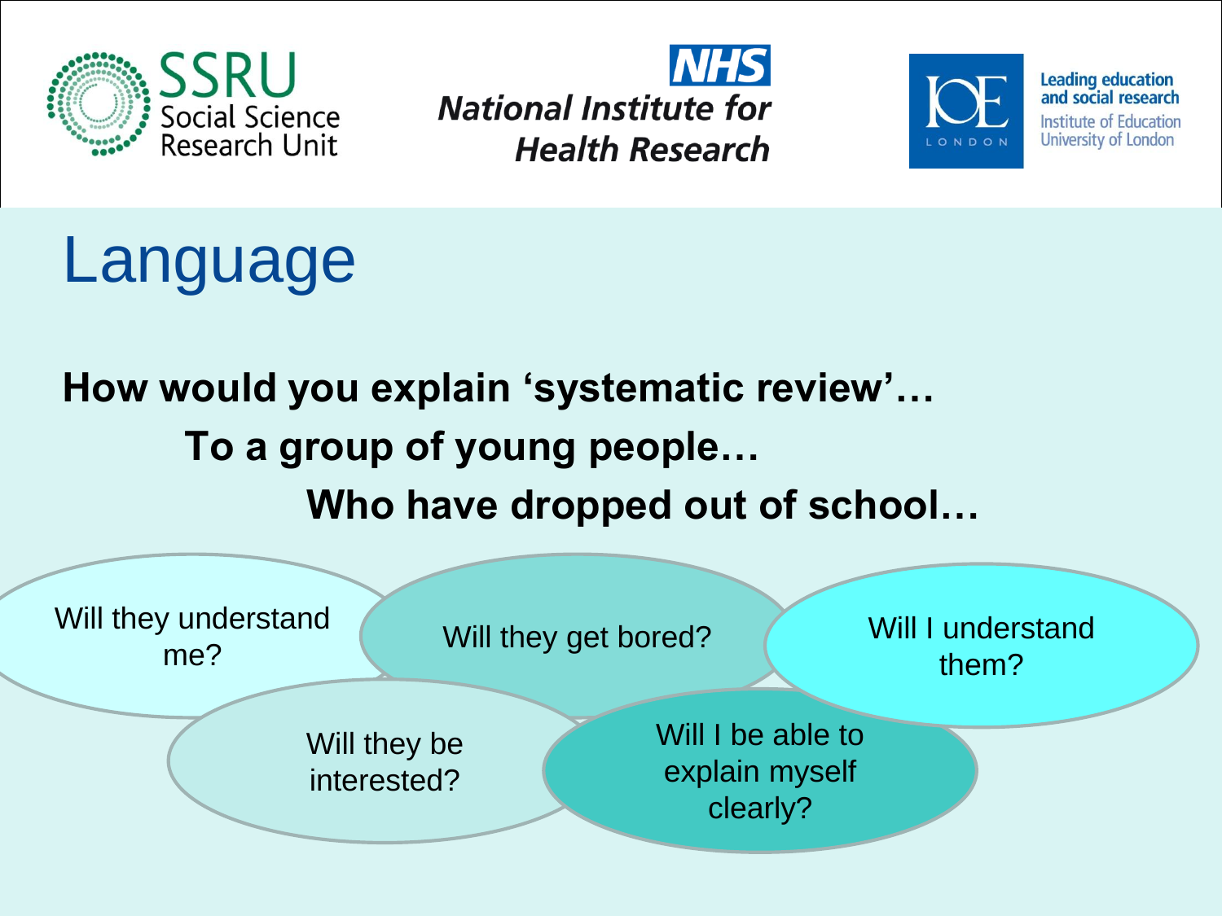# Language

**How would you explain 'systematic review'…**

**To a group of young people…**

**Who have dropped out of school…**

- Will they understand me?
- Will they get bored?
- Will I understand them?
- Will they be interested?
- Will I be able to explain myself clearly?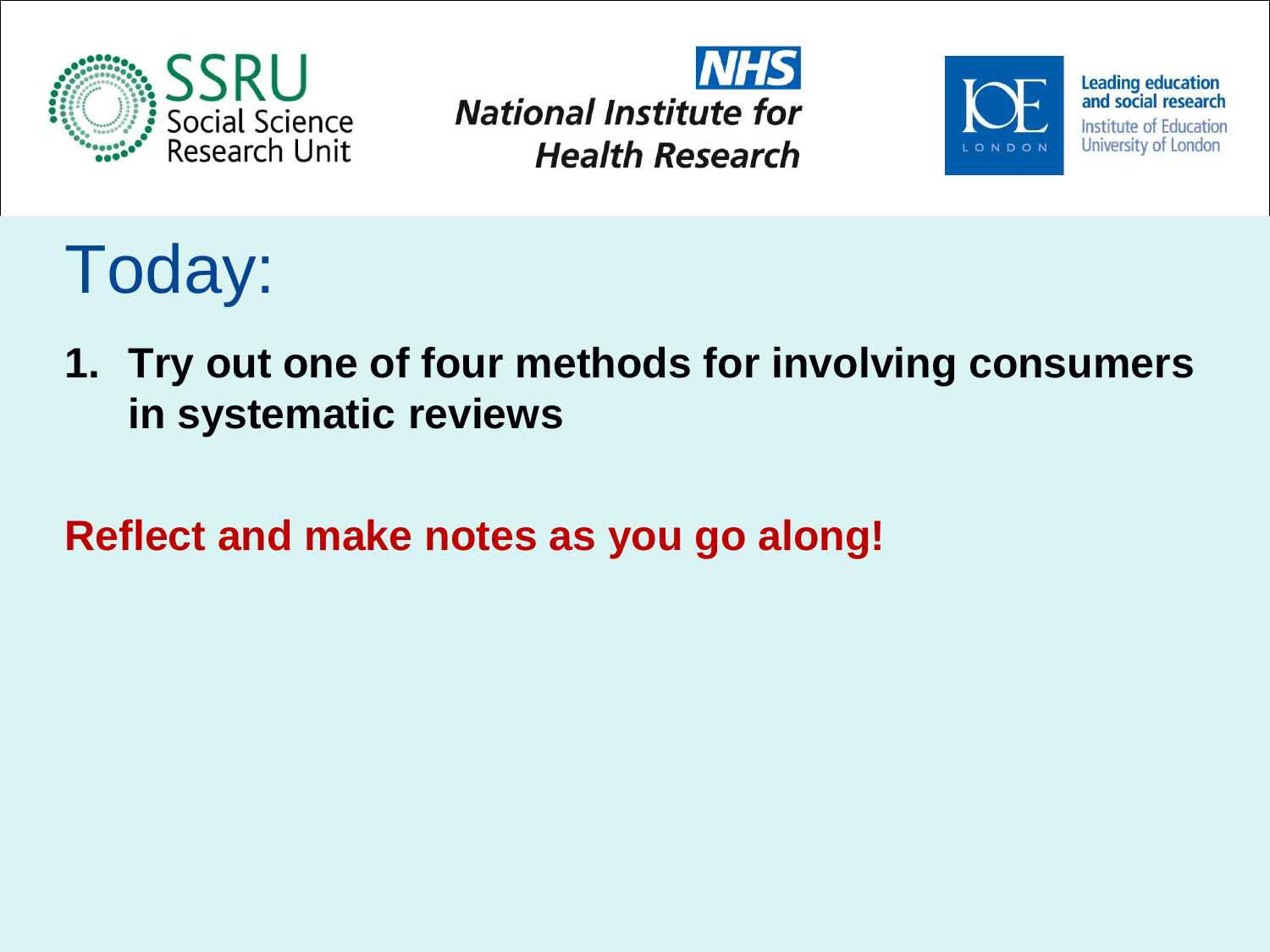# Today:

1. **Try out one of four methods for involving consumers in systematic reviews**

**Reflect and make notes as you go along!**